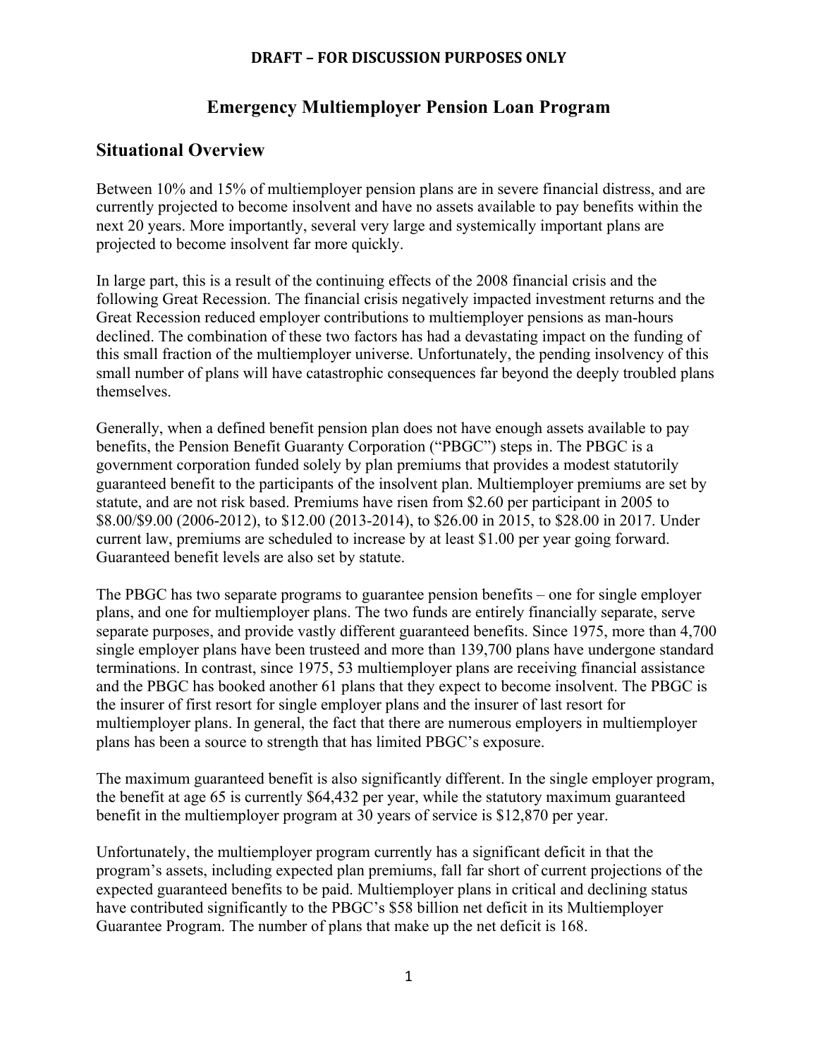**DRAFT – FOR DISCUSSION PURPOSES ONLY**

# Emergency Multiemployer Pension Loan Program

## Situational Overview

Between 10% and 15% of multiemployer pension plans are in severe financial distress, and are currently projected to become insolvent and have no assets available to pay benefits within the next 20 years. More importantly, several very large and systemically important plans are projected to become insolvent far more quickly.

In large part, this is a result of the continuing effects of the 2008 financial crisis and the following Great Recession. The financial crisis negatively impacted investment returns and the Great Recession reduced employer contributions to multiemployer pensions as man-hours declined. The combination of these two factors has had a devastating impact on the funding of this small fraction of the multiemployer universe. Unfortunately, the pending insolvency of this small number of plans will have catastrophic consequences far beyond the deeply troubled plans themselves.

Generally, when a defined benefit pension plan does not have enough assets available to pay benefits, the Pension Benefit Guaranty Corporation ("PBGC") steps in. The PBGC is a government corporation funded solely by plan premiums that provides a modest statutorily guaranteed benefit to the participants of the insolvent plan. Multiemployer premiums are set by statute, and are not risk based. Premiums have risen from $2.60 per participant in 2005 to $8.00/$9.00 (2006-2012), to $12.00 (2013-2014), to $26.00 in 2015, to $28.00 in 2017. Under current law, premiums are scheduled to increase by at least $1.00 per year going forward. Guaranteed benefit levels are also set by statute.

The PBGC has two separate programs to guarantee pension benefits – one for single employer plans, and one for multiemployer plans. The two funds are entirely financially separate, serve separate purposes, and provide vastly different guaranteed benefits. Since 1975, more than 4,700 single employer plans have been trusteed and more than 139,700 plans have undergone standard terminations. In contrast, since 1975, 53 multiemployer plans are receiving financial assistance and the PBGC has booked another 61 plans that they expect to become insolvent. The PBGC is the insurer of first resort for single employer plans and the insurer of last resort for multiemployer plans. In general, the fact that there are numerous employers in multiemployer plans has been a source to strength that has limited PBGC's exposure.

The maximum guaranteed benefit is also significantly different. In the single employer program, the benefit at age 65 is currently $64,432 per year, while the statutory maximum guaranteed benefit in the multiemployer program at 30 years of service is $12,870 per year.

Unfortunately, the multiemployer program currently has a significant deficit in that the program's assets, including expected plan premiums, fall far short of current projections of the expected guaranteed benefits to be paid. Multiemployer plans in critical and declining status have contributed significantly to the PBGC's $58 billion net deficit in its Multiemployer Guarantee Program. The number of plans that make up the net deficit is 168.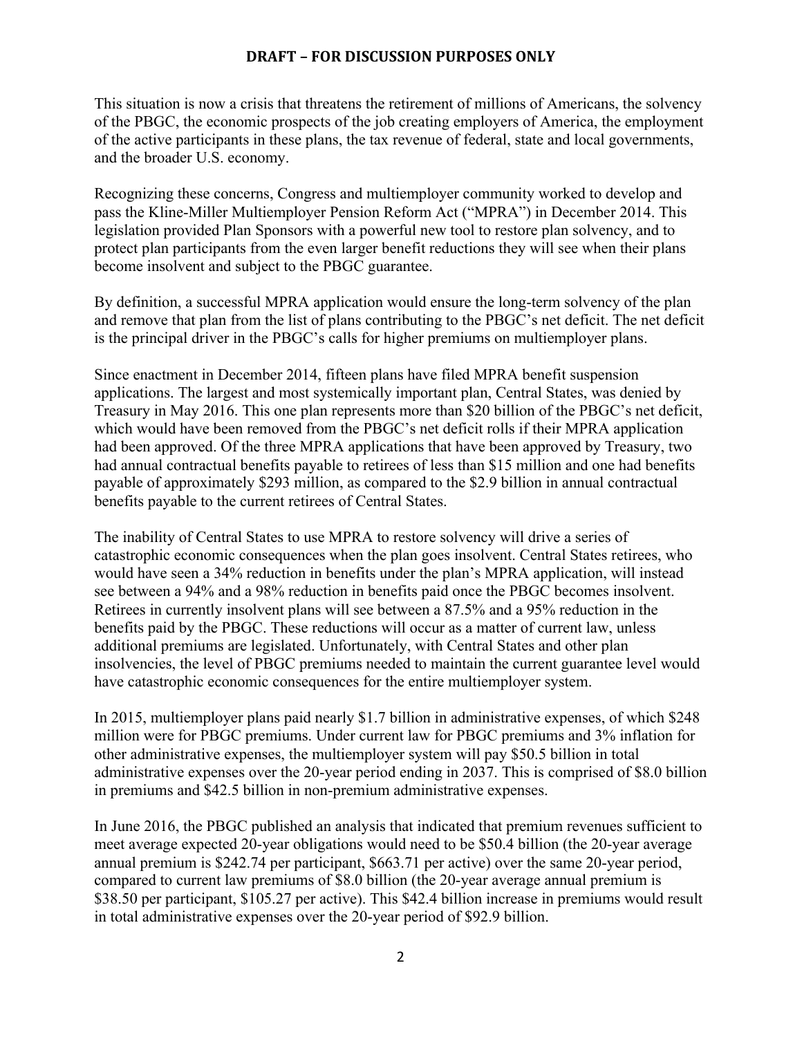**DRAFT – FOR DISCUSSION PURPOSES ONLY**

This situation is now a crisis that threatens the retirement of millions of Americans, the solvency of the PBGC, the economic prospects of the job creating employers of America, the employment of the active participants in these plans, the tax revenue of federal, state and local governments, and the broader U.S. economy.

Recognizing these concerns, Congress and multiemployer community worked to develop and pass the Kline-Miller Multiemployer Pension Reform Act ("MPRA") in December 2014. This legislation provided Plan Sponsors with a powerful new tool to restore plan solvency, and to protect plan participants from the even larger benefit reductions they will see when their plans become insolvent and subject to the PBGC guarantee.

By definition, a successful MPRA application would ensure the long-term solvency of the plan and remove that plan from the list of plans contributing to the PBGC's net deficit. The net deficit is the principal driver in the PBGC's calls for higher premiums on multiemployer plans.

Since enactment in December 2014, fifteen plans have filed MPRA benefit suspension applications. The largest and most systemically important plan, Central States, was denied by Treasury in May 2016. This one plan represents more than $20 billion of the PBGC's net deficit, which would have been removed from the PBGC's net deficit rolls if their MPRA application had been approved. Of the three MPRA applications that have been approved by Treasury, two had annual contractual benefits payable to retirees of less than $15 million and one had benefits payable of approximately $293 million, as compared to the $2.9 billion in annual contractual benefits payable to the current retirees of Central States.

The inability of Central States to use MPRA to restore solvency will drive a series of catastrophic economic consequences when the plan goes insolvent. Central States retirees, who would have seen a 34% reduction in benefits under the plan's MPRA application, will instead see between a 94% and a 98% reduction in benefits paid once the PBGC becomes insolvent. Retirees in currently insolvent plans will see between a 87.5% and a 95% reduction in the benefits paid by the PBGC. These reductions will occur as a matter of current law, unless additional premiums are legislated. Unfortunately, with Central States and other plan insolvencies, the level of PBGC premiums needed to maintain the current guarantee level would have catastrophic economic consequences for the entire multiemployer system.

In 2015, multiemployer plans paid nearly $1.7 billion in administrative expenses, of which $248 million were for PBGC premiums. Under current law for PBGC premiums and 3% inflation for other administrative expenses, the multiemployer system will pay $50.5 billion in total administrative expenses over the 20-year period ending in 2037. This is comprised of $8.0 billion in premiums and $42.5 billion in non-premium administrative expenses.

In June 2016, the PBGC published an analysis that indicated that premium revenues sufficient to meet average expected 20-year obligations would need to be $50.4 billion (the 20-year average annual premium is $242.74 per participant, $663.71 per active) over the same 20-year period, compared to current law premiums of $8.0 billion (the 20-year average annual premium is $38.50 per participant, $105.27 per active). This $42.4 billion increase in premiums would result in total administrative expenses over the 20-year period of $92.9 billion.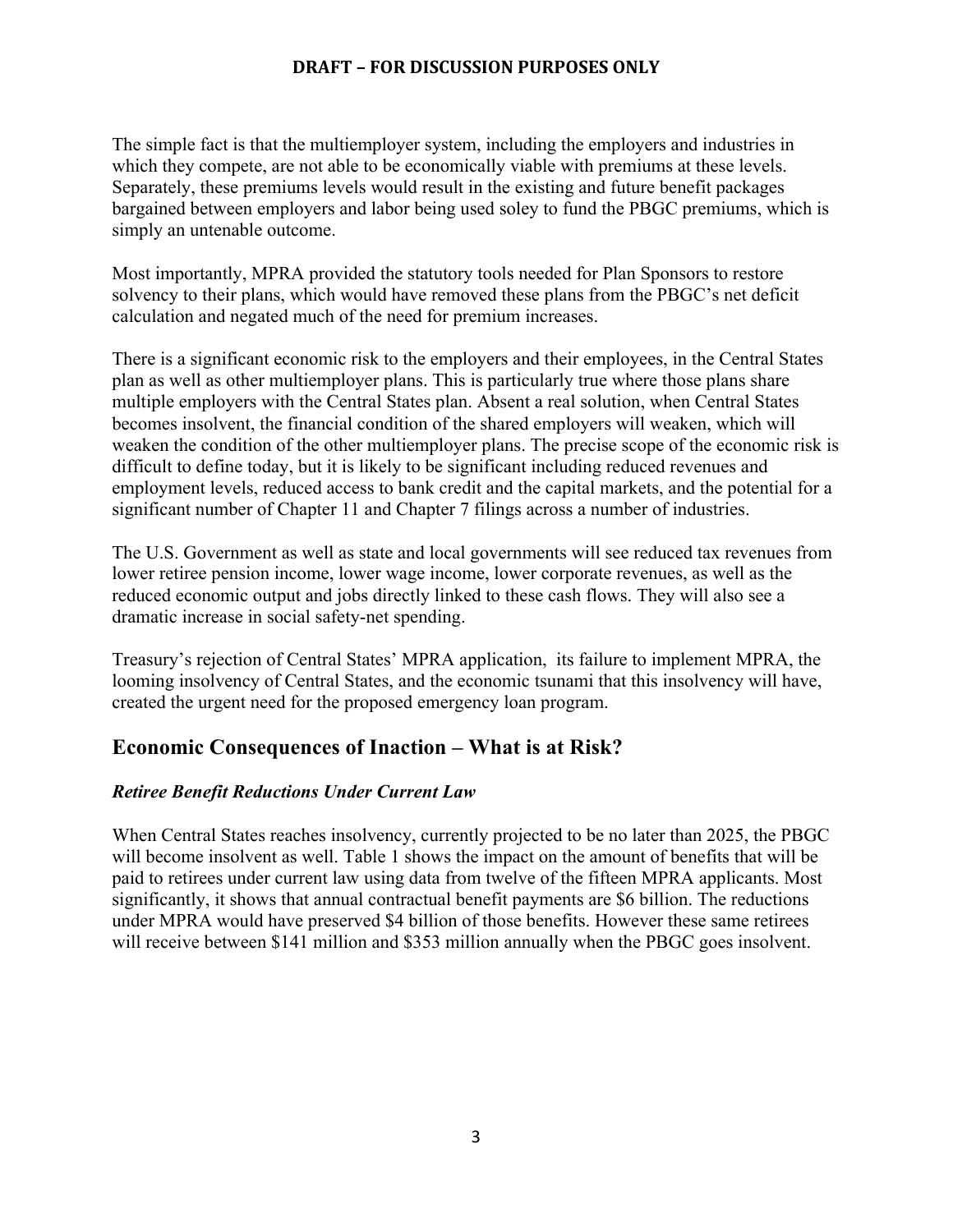The simple fact is that the multiemployer system, including the employers and industries in which they compete, are not able to be economically viable with premiums at these levels. Separately, these premiums levels would result in the existing and future benefit packages bargained between employers and labor being used soley to fund the PBGC premiums, which is simply an untenable outcome.

Most importantly, MPRA provided the statutory tools needed for Plan Sponsors to restore solvency to their plans, which would have removed these plans from the PBGC's net deficit calculation and negated much of the need for premium increases.

There is a significant economic risk to the employers and their employees, in the Central States plan as well as other multiemployer plans. This is particularly true where those plans share multiple employers with the Central States plan. Absent a real solution, when Central States becomes insolvent, the financial condition of the shared employers will weaken, which will weaken the condition of the other multiemployer plans. The precise scope of the economic risk is difficult to define today, but it is likely to be significant including reduced revenues and employment levels, reduced access to bank credit and the capital markets, and the potential for a significant number of Chapter 11 and Chapter 7 filings across a number of industries.

The U.S. Government as well as state and local governments will see reduced tax revenues from lower retiree pension income, lower wage income, lower corporate revenues, as well as the reduced economic output and jobs directly linked to these cash flows. They will also see a dramatic increase in social safety-net spending.

Treasury's rejection of Central States' MPRA application, its failure to implement MPRA, the looming insolvency of Central States, and the economic tsunami that this insolvency will have, created the urgent need for the proposed emergency loan program.

## Economic Consequences of Inaction – What is at Risk?

### *Retiree Benefit Reductions Under Current Law*

When Central States reaches insolvency, currently projected to be no later than 2025, the PBGC will become insolvent as well. Table 1 shows the impact on the amount of benefits that will be paid to retirees under current law using data from twelve of the fifteen MPRA applicants. Most significantly, it shows that annual contractual benefit payments are $6 billion. The reductions under MPRA would have preserved $4 billion of those benefits. However these same retirees will receive between $141 million and $353 million annually when the PBGC goes insolvent.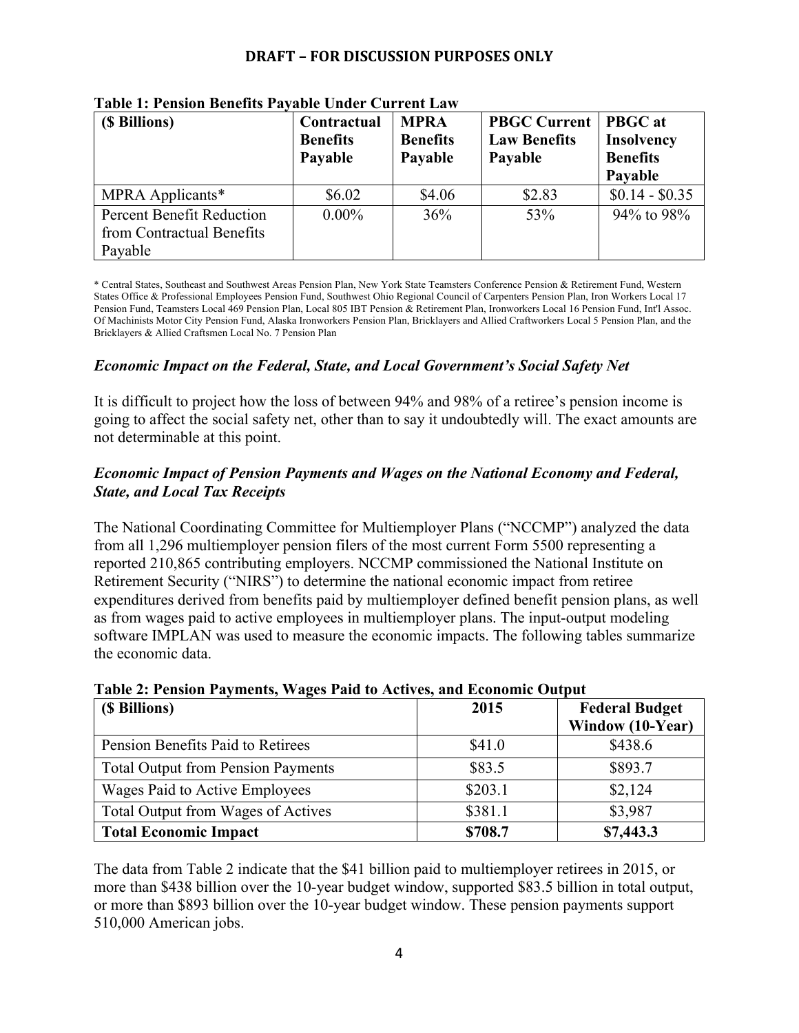**DRAFT – FOR DISCUSSION PURPOSES ONLY**

**Table 1: Pension Benefits Payable Under Current Law**

| ($ Billions) | Contractual Benefits Payable | MPRA Benefits Payable | PBGC Current Law Benefits Payable | PBGC at Insolvency Benefits Payable |
|---|---|---|---|---|
| MPRA Applicants* | $6.02 | $4.06 | $2.83 | $0.14 - $0.35 |
| Percent Benefit Reduction from Contractual Benefits Payable | 0.00% | 36% | 53% | 94% to 98% |

* Central States, Southeast and Southwest Areas Pension Plan, New York State Teamsters Conference Pension & Retirement Fund, Western States Office & Professional Employees Pension Fund, Southwest Ohio Regional Council of Carpenters Pension Plan, Iron Workers Local 17 Pension Fund, Teamsters Local 469 Pension Plan, Local 805 IBT Pension & Retirement Plan, Ironworkers Local 16 Pension Fund, Int'l Assoc. Of Machinists Motor City Pension Fund, Alaska Ironworkers Pension Plan, Bricklayers and Allied Craftworkers Local 5 Pension Plan, and the Bricklayers & Allied Craftsmen Local No. 7 Pension Plan

### *Economic Impact on the Federal, State, and Local Government's Social Safety Net*

It is difficult to project how the loss of between 94% and 98% of a retiree's pension income is going to affect the social safety net, other than to say it undoubtedly will. The exact amounts are not determinable at this point.

### *Economic Impact of Pension Payments and Wages on the National Economy and Federal, State, and Local Tax Receipts*

The National Coordinating Committee for Multiemployer Plans ("NCCMP") analyzed the data from all 1,296 multiemployer pension filers of the most current Form 5500 representing a reported 210,865 contributing employers. NCCMP commissioned the National Institute on Retirement Security ("NIRS") to determine the national economic impact from retiree expenditures derived from benefits paid by multiemployer defined benefit pension plans, as well as from wages paid to active employees in multiemployer plans. The input-output modeling software IMPLAN was used to measure the economic impacts. The following tables summarize the economic data.

**Table 2: Pension Payments, Wages Paid to Actives, and Economic Output**

| ($ Billions) | 2015 | Federal Budget Window (10-Year) |
|---|---|---|
| Pension Benefits Paid to Retirees | $41.0 | $438.6 |
| Total Output from Pension Payments | $83.5 | $893.7 |
| Wages Paid to Active Employees | $203.1 | $2,124 |
| Total Output from Wages of Actives | $381.1 | $3,987 |
| **Total Economic Impact** | **$708.7** | **$7,443.3** |

The data from Table 2 indicate that the $41 billion paid to multiemployer retirees in 2015, or more than $438 billion over the 10-year budget window, supported $83.5 billion in total output, or more than $893 billion over the 10-year budget window. These pension payments support 510,000 American jobs.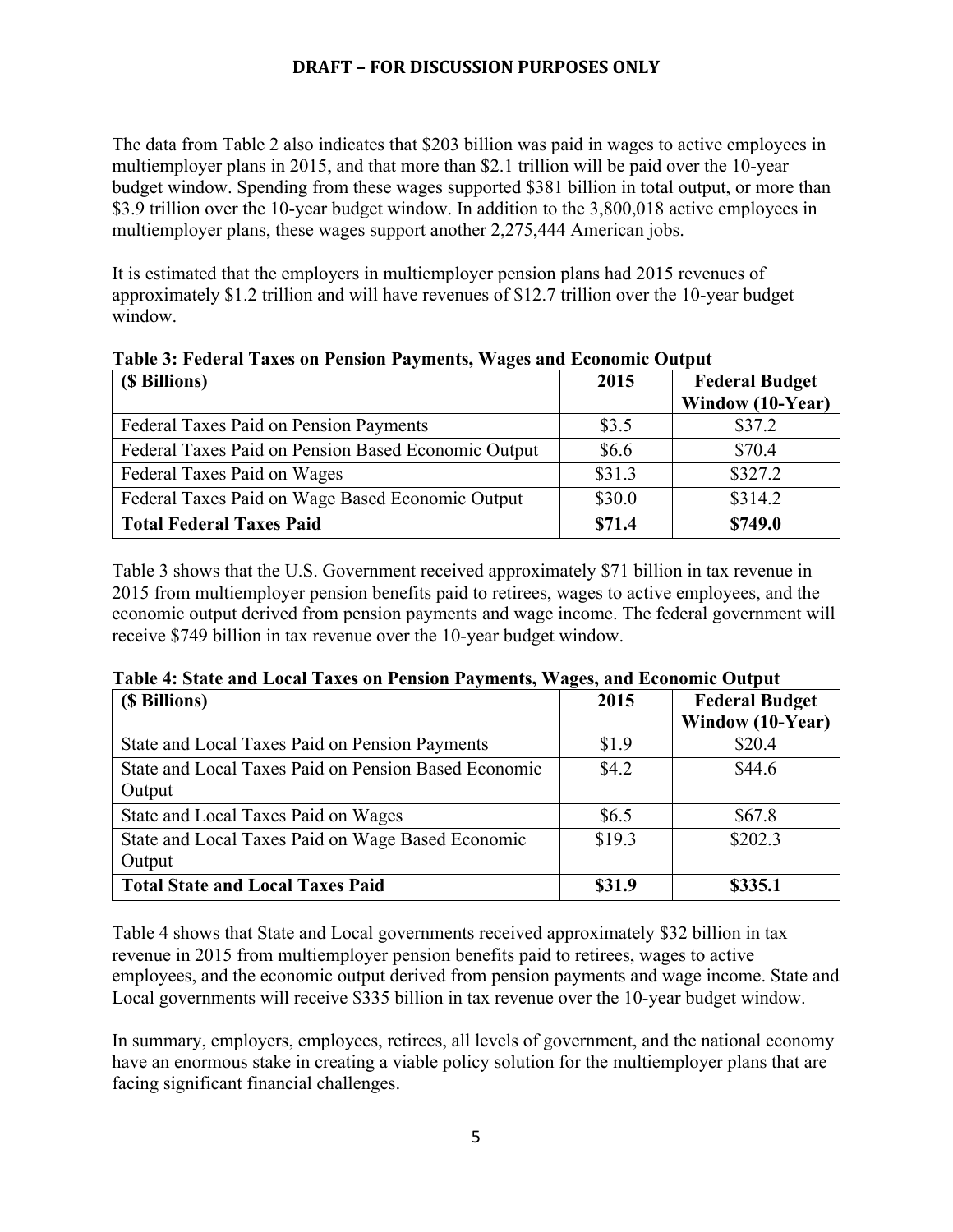The data from Table 2 also indicates that $203 billion was paid in wages to active employees in multiemployer plans in 2015, and that more than $2.1 trillion will be paid over the 10-year budget window. Spending from these wages supported $381 billion in total output, or more than $3.9 trillion over the 10-year budget window. In addition to the 3,800,018 active employees in multiemployer plans, these wages support another 2,275,444 American jobs.

It is estimated that the employers in multiemployer pension plans had 2015 revenues of approximately $1.2 trillion and will have revenues of $12.7 trillion over the 10-year budget window.

**Table 3: Federal Taxes on Pension Payments, Wages and Economic Output**

| ($ Billions) | 2015 | Federal Budget Window (10-Year) |
|---|---|---|
| Federal Taxes Paid on Pension Payments | $3.5 | $37.2 |
| Federal Taxes Paid on Pension Based Economic Output | $6.6 | $70.4 |
| Federal Taxes Paid on Wages | $31.3 | $327.2 |
| Federal Taxes Paid on Wage Based Economic Output | $30.0 | $314.2 |
| **Total Federal Taxes Paid** | **$71.4** | **$749.0** |

Table 3 shows that the U.S. Government received approximately $71 billion in tax revenue in 2015 from multiemployer pension benefits paid to retirees, wages to active employees, and the economic output derived from pension payments and wage income. The federal government will receive $749 billion in tax revenue over the 10-year budget window.

**Table 4: State and Local Taxes on Pension Payments, Wages, and Economic Output**

| ($ Billions) | 2015 | Federal Budget Window (10-Year) |
|---|---|---|
| State and Local Taxes Paid on Pension Payments | $1.9 | $20.4 |
| State and Local Taxes Paid on Pension Based Economic Output | $4.2 | $44.6 |
| State and Local Taxes Paid on Wages | $6.5 | $67.8 |
| State and Local Taxes Paid on Wage Based Economic Output | $19.3 | $202.3 |
| **Total State and Local Taxes Paid** | **$31.9** | **$335.1** |

Table 4 shows that State and Local governments received approximately $32 billion in tax revenue in 2015 from multiemployer pension benefits paid to retirees, wages to active employees, and the economic output derived from pension payments and wage income. State and Local governments will receive $335 billion in tax revenue over the 10-year budget window.

In summary, employers, employees, retirees, all levels of government, and the national economy have an enormous stake in creating a viable policy solution for the multiemployer plans that are facing significant financial challenges.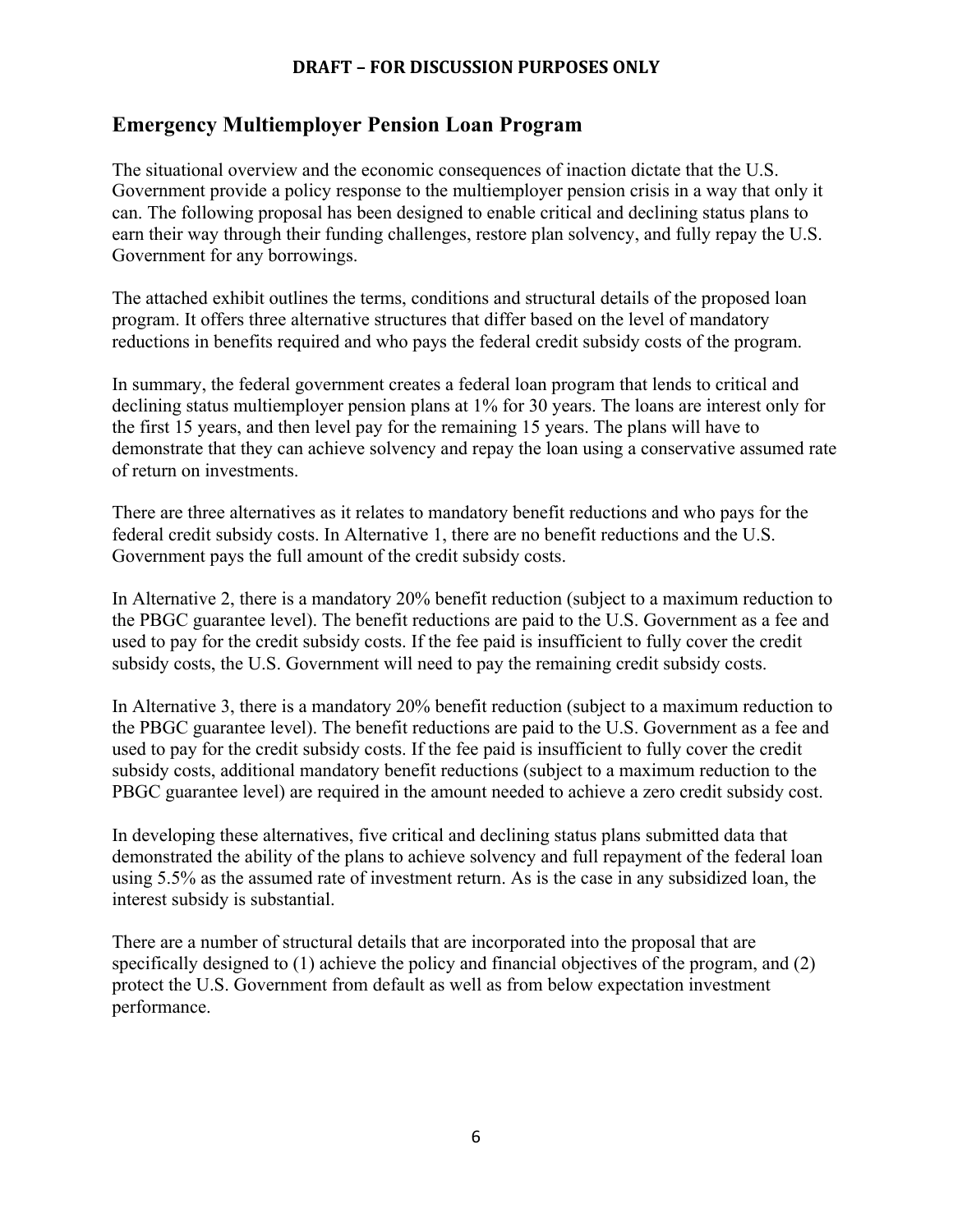**DRAFT – FOR DISCUSSION PURPOSES ONLY**

## Emergency Multiemployer Pension Loan Program

The situational overview and the economic consequences of inaction dictate that the U.S. Government provide a policy response to the multiemployer pension crisis in a way that only it can. The following proposal has been designed to enable critical and declining status plans to earn their way through their funding challenges, restore plan solvency, and fully repay the U.S. Government for any borrowings.

The attached exhibit outlines the terms, conditions and structural details of the proposed loan program. It offers three alternative structures that differ based on the level of mandatory reductions in benefits required and who pays the federal credit subsidy costs of the program.

In summary, the federal government creates a federal loan program that lends to critical and declining status multiemployer pension plans at 1% for 30 years. The loans are interest only for the first 15 years, and then level pay for the remaining 15 years. The plans will have to demonstrate that they can achieve solvency and repay the loan using a conservative assumed rate of return on investments.

There are three alternatives as it relates to mandatory benefit reductions and who pays for the federal credit subsidy costs. In Alternative 1, there are no benefit reductions and the U.S. Government pays the full amount of the credit subsidy costs.

In Alternative 2, there is a mandatory 20% benefit reduction (subject to a maximum reduction to the PBGC guarantee level). The benefit reductions are paid to the U.S. Government as a fee and used to pay for the credit subsidy costs. If the fee paid is insufficient to fully cover the credit subsidy costs, the U.S. Government will need to pay the remaining credit subsidy costs.

In Alternative 3, there is a mandatory 20% benefit reduction (subject to a maximum reduction to the PBGC guarantee level). The benefit reductions are paid to the U.S. Government as a fee and used to pay for the credit subsidy costs. If the fee paid is insufficient to fully cover the credit subsidy costs, additional mandatory benefit reductions (subject to a maximum reduction to the PBGC guarantee level) are required in the amount needed to achieve a zero credit subsidy cost.

In developing these alternatives, five critical and declining status plans submitted data that demonstrated the ability of the plans to achieve solvency and full repayment of the federal loan using 5.5% as the assumed rate of investment return. As is the case in any subsidized loan, the interest subsidy is substantial.

There are a number of structural details that are incorporated into the proposal that are specifically designed to (1) achieve the policy and financial objectives of the program, and (2) protect the U.S. Government from default as well as from below expectation investment performance.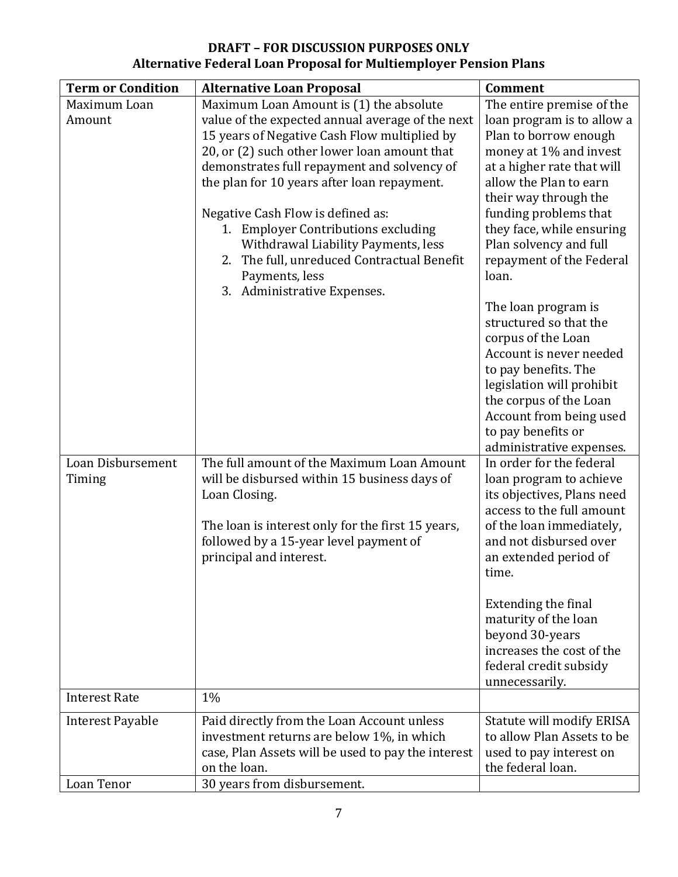**DRAFT – FOR DISCUSSION PURPOSES ONLY**
**Alternative Federal Loan Proposal for Multiemployer Pension Plans**

| Term or Condition | Alternative Loan Proposal | Comment |
|---|---|---|
| Maximum Loan Amount | Maximum Loan Amount is (1) the absolute value of the expected annual average of the next 15 years of Negative Cash Flow multiplied by 20, or (2) such other lower loan amount that demonstrates full repayment and solvency of the plan for 10 years after loan repayment.<br><br>Negative Cash Flow is defined as:<br>1. Employer Contributions excluding Withdrawal Liability Payments, less<br>2. The full, unreduced Contractual Benefit Payments, less<br>3. Administrative Expenses. | The entire premise of the loan program is to allow a Plan to borrow enough money at 1% and invest at a higher rate that will allow the Plan to earn their way through the funding problems that they face, while ensuring Plan solvency and full repayment of the Federal loan.<br><br>The loan program is structured so that the corpus of the Loan Account is never needed to pay benefits. The legislation will prohibit the corpus of the Loan Account from being used to pay benefits or administrative expenses. |
| Loan Disbursement Timing | The full amount of the Maximum Loan Amount will be disbursed within 15 business days of Loan Closing.<br><br>The loan is interest only for the first 15 years, followed by a 15-year level payment of principal and interest. | In order for the federal loan program to achieve its objectives, Plans need access to the full amount of the loan immediately, and not disbursed over an extended period of time.<br><br>Extending the final maturity of the loan beyond 30-years increases the cost of the federal credit subsidy unnecessarily. |
| Interest Rate | 1% | |
| Interest Payable | Paid directly from the Loan Account unless investment returns are below 1%, in which case, Plan Assets will be used to pay the interest on the loan. | Statute will modify ERISA to allow Plan Assets to be used to pay interest on the federal loan. |
| Loan Tenor | 30 years from disbursement. | |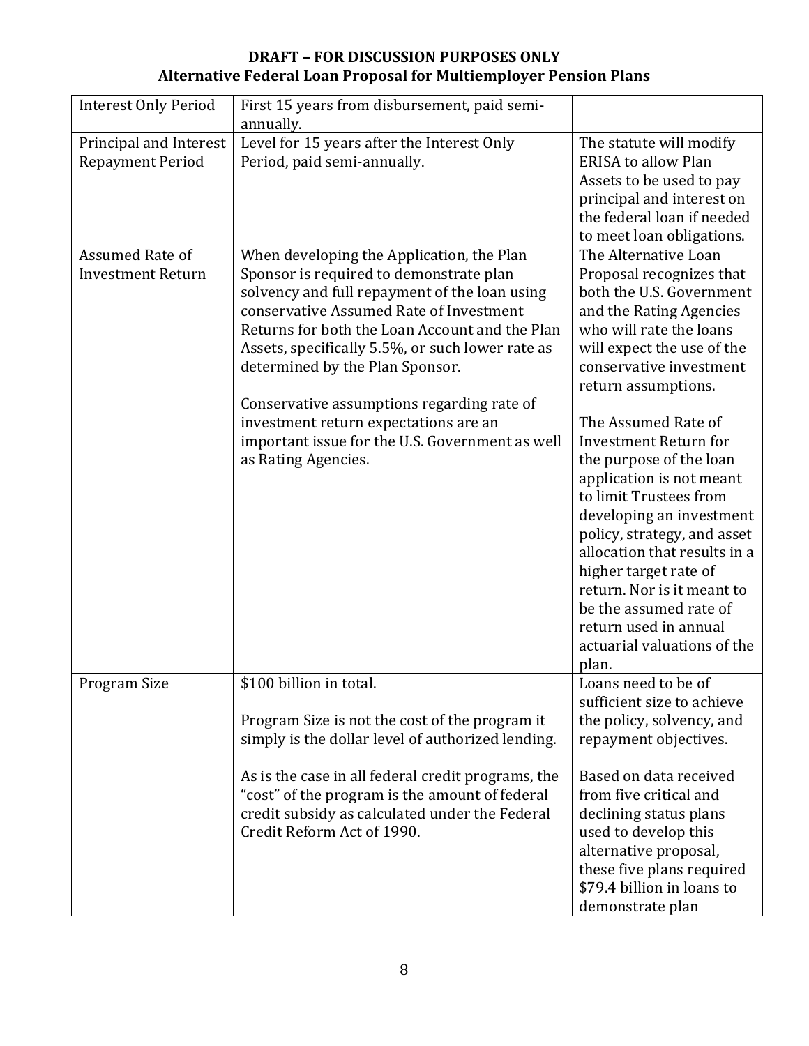**DRAFT – FOR DISCUSSION PURPOSES ONLY**
**Alternative Federal Loan Proposal for Multiemployer Pension Plans**

| | | |
|---|---|---|
| Interest Only Period | First 15 years from disbursement, paid semi-annually. | |
| Principal and Interest Repayment Period | Level for 15 years after the Interest Only Period, paid semi-annually. | The statute will modify ERISA to allow Plan Assets to be used to pay principal and interest on the federal loan if needed to meet loan obligations. |
| Assumed Rate of Investment Return | When developing the Application, the Plan Sponsor is required to demonstrate plan solvency and full repayment of the loan using conservative Assumed Rate of Investment Returns for both the Loan Account and the Plan Assets, specifically 5.5%, or such lower rate as determined by the Plan Sponsor.<br><br>Conservative assumptions regarding rate of investment return expectations are an important issue for the U.S. Government as well as Rating Agencies. | The Alternative Loan Proposal recognizes that both the U.S. Government and the Rating Agencies who will rate the loans will expect the use of the conservative investment return assumptions.<br><br>The Assumed Rate of Investment Return for the purpose of the loan application is not meant to limit Trustees from developing an investment policy, strategy, and asset allocation that results in a higher target rate of return. Nor is it meant to be the assumed rate of return used in annual actuarial valuations of the plan. |
| Program Size | \$100 billion in total.<br><br>Program Size is not the cost of the program it simply is the dollar level of authorized lending.<br><br>As is the case in all federal credit programs, the "cost" of the program is the amount of federal credit subsidy as calculated under the Federal Credit Reform Act of 1990. | Loans need to be of sufficient size to achieve the policy, solvency, and repayment objectives.<br><br>Based on data received from five critical and declining status plans used to develop this alternative proposal, these five plans required \$79.4 billion in loans to demonstrate plan |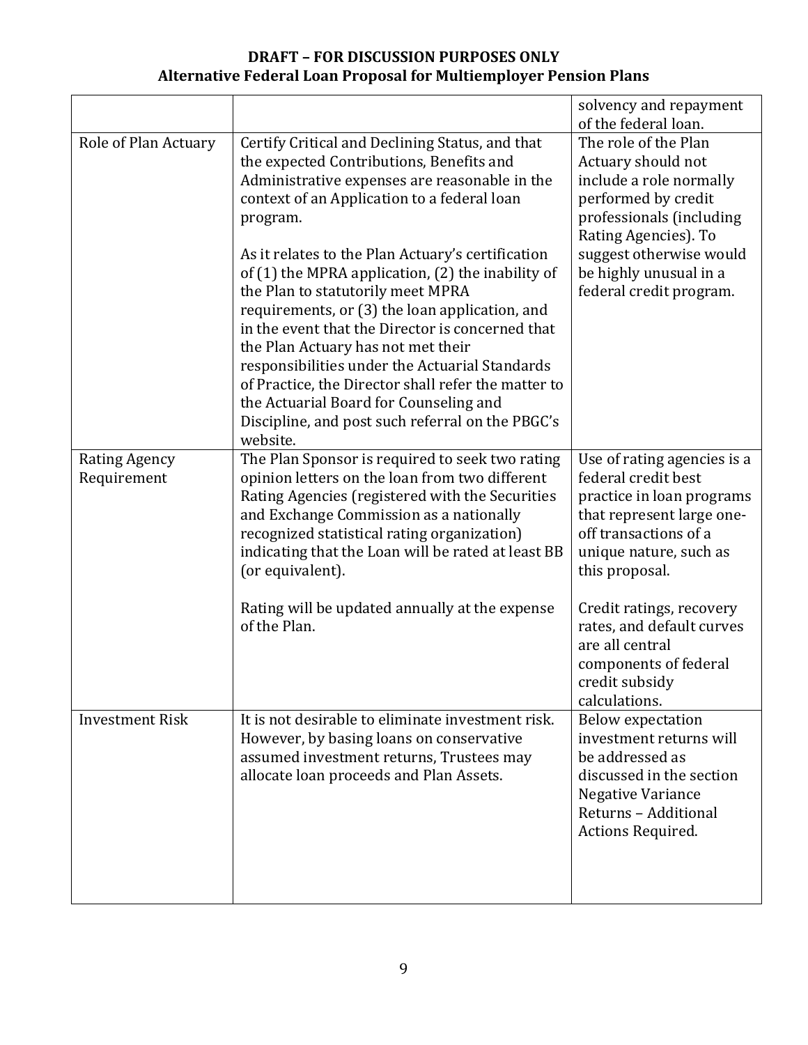**DRAFT – FOR DISCUSSION PURPOSES ONLY**
**Alternative Federal Loan Proposal for Multiemployer Pension Plans**

| | | |
|---|---|---|
| | | solvency and repayment of the federal loan. |
| Role of Plan Actuary | Certify Critical and Declining Status, and that the expected Contributions, Benefits and Administrative expenses are reasonable in the context of an Application to a federal loan program.<br><br>As it relates to the Plan Actuary's certification of (1) the MPRA application, (2) the inability of the Plan to statutorily meet MPRA requirements, or (3) the loan application, and in the event that the Director is concerned that the Plan Actuary has not met their responsibilities under the Actuarial Standards of Practice, the Director shall refer the matter to the Actuarial Board for Counseling and Discipline, and post such referral on the PBGC's website. | The role of the Plan Actuary should not include a role normally performed by credit professionals (including Rating Agencies). To suggest otherwise would be highly unusual in a federal credit program. |
| Rating Agency Requirement | The Plan Sponsor is required to seek two rating opinion letters on the loan from two different Rating Agencies (registered with the Securities and Exchange Commission as a nationally recognized statistical rating organization) indicating that the Loan will be rated at least BB (or equivalent).<br><br>Rating will be updated annually at the expense of the Plan. | Use of rating agencies is a federal credit best practice in loan programs that represent large one-off transactions of a unique nature, such as this proposal.<br><br>Credit ratings, recovery rates, and default curves are all central components of federal credit subsidy calculations. |
| Investment Risk | It is not desirable to eliminate investment risk. However, by basing loans on conservative assumed investment returns, Trustees may allocate loan proceeds and Plan Assets. | Below expectation investment returns will be addressed as discussed in the section Negative Variance Returns – Additional Actions Required. |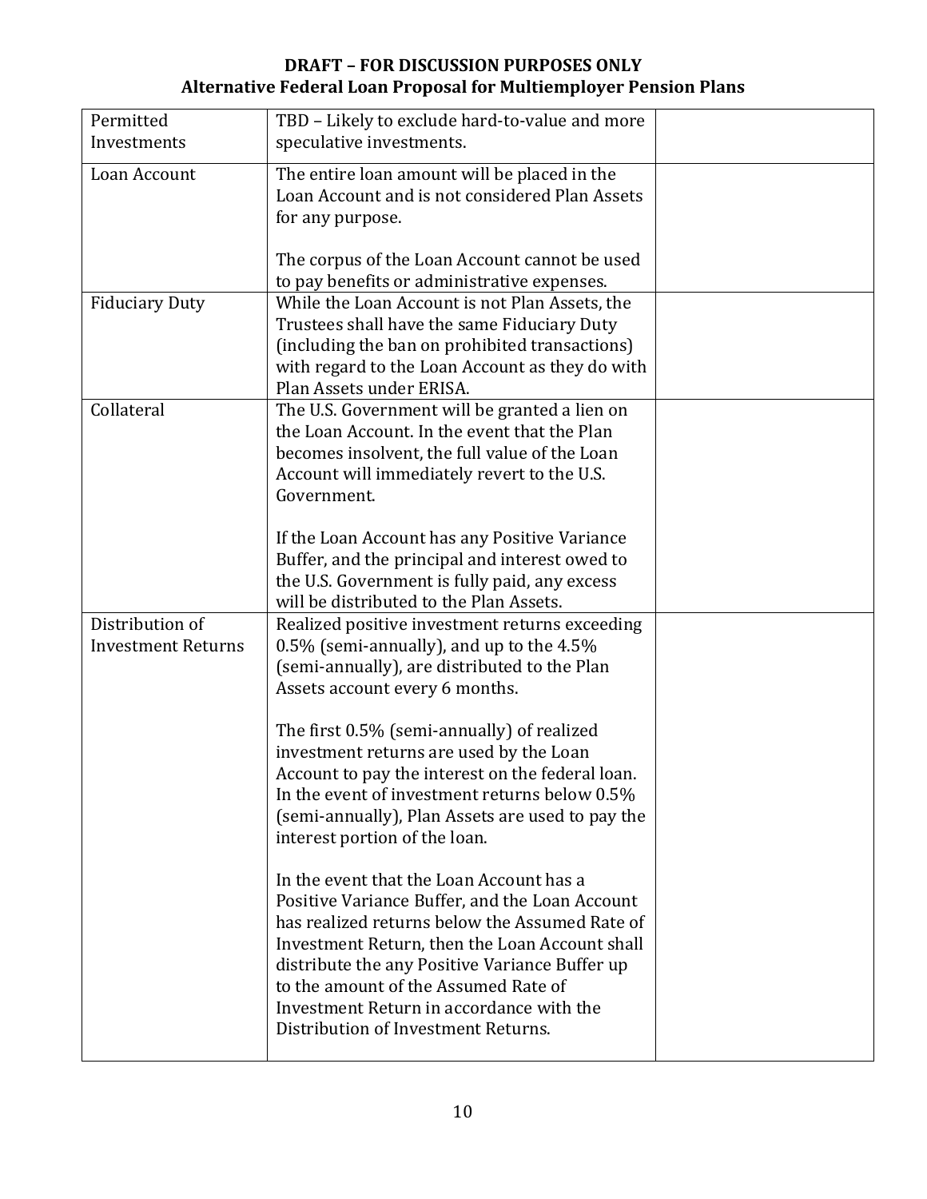**DRAFT – FOR DISCUSSION PURPOSES ONLY**
**Alternative Federal Loan Proposal for Multiemployer Pension Plans**

| | | |
|---|---|---|
| Permitted Investments | TBD – Likely to exclude hard-to-value and more speculative investments. | |
| Loan Account | The entire loan amount will be placed in the Loan Account and is not considered Plan Assets for any purpose.<br><br>The corpus of the Loan Account cannot be used to pay benefits or administrative expenses. | |
| Fiduciary Duty | While the Loan Account is not Plan Assets, the Trustees shall have the same Fiduciary Duty (including the ban on prohibited transactions) with regard to the Loan Account as they do with Plan Assets under ERISA. | |
| Collateral | The U.S. Government will be granted a lien on the Loan Account. In the event that the Plan becomes insolvent, the full value of the Loan Account will immediately revert to the U.S. Government.<br><br>If the Loan Account has any Positive Variance Buffer, and the principal and interest owed to the U.S. Government is fully paid, any excess will be distributed to the Plan Assets. | |
| Distribution of Investment Returns | Realized positive investment returns exceeding 0.5% (semi-annually), and up to the 4.5% (semi-annually), are distributed to the Plan Assets account every 6 months.<br><br>The first 0.5% (semi-annually) of realized investment returns are used by the Loan Account to pay the interest on the federal loan. In the event of investment returns below 0.5% (semi-annually), Plan Assets are used to pay the interest portion of the loan.<br><br>In the event that the Loan Account has a Positive Variance Buffer, and the Loan Account has realized returns below the Assumed Rate of Investment Return, then the Loan Account shall distribute the any Positive Variance Buffer up to the amount of the Assumed Rate of Investment Return in accordance with the Distribution of Investment Returns. | |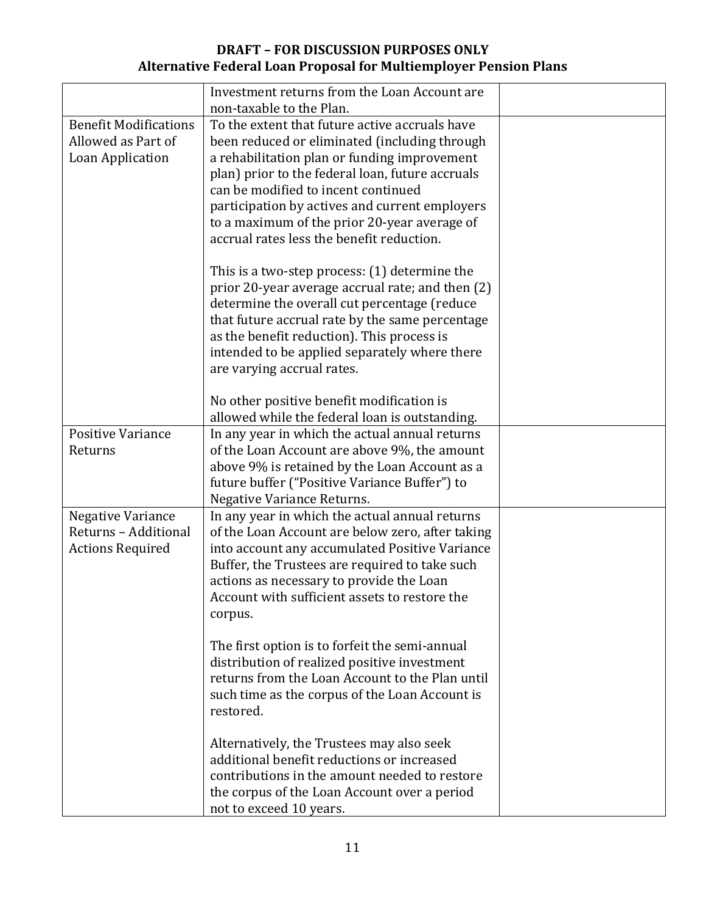| | | |
|---|---|---|
| | Investment returns from the Loan Account are non-taxable to the Plan. | |
| Benefit Modifications Allowed as Part of Loan Application | To the extent that future active accruals have been reduced or eliminated (including through a rehabilitation plan or funding improvement plan) prior to the federal loan, future accruals can be modified to incent continued participation by actives and current employers to a maximum of the prior 20-year average of accrual rates less the benefit reduction.<br><br>This is a two-step process: (1) determine the prior 20-year average accrual rate; and then (2) determine the overall cut percentage (reduce that future accrual rate by the same percentage as the benefit reduction). This process is intended to be applied separately where there are varying accrual rates.<br><br>No other positive benefit modification is allowed while the federal loan is outstanding. | |
| Positive Variance Returns | In any year in which the actual annual returns of the Loan Account are above 9%, the amount above 9% is retained by the Loan Account as a future buffer ("Positive Variance Buffer") to Negative Variance Returns. | |
| Negative Variance Returns – Additional Actions Required | In any year in which the actual annual returns of the Loan Account are below zero, after taking into account any accumulated Positive Variance Buffer, the Trustees are required to take such actions as necessary to provide the Loan Account with sufficient assets to restore the corpus.<br><br>The first option is to forfeit the semi-annual distribution of realized positive investment returns from the Loan Account to the Plan until such time as the corpus of the Loan Account is restored.<br><br>Alternatively, the Trustees may also seek additional benefit reductions or increased contributions in the amount needed to restore the corpus of the Loan Account over a period not to exceed 10 years. | |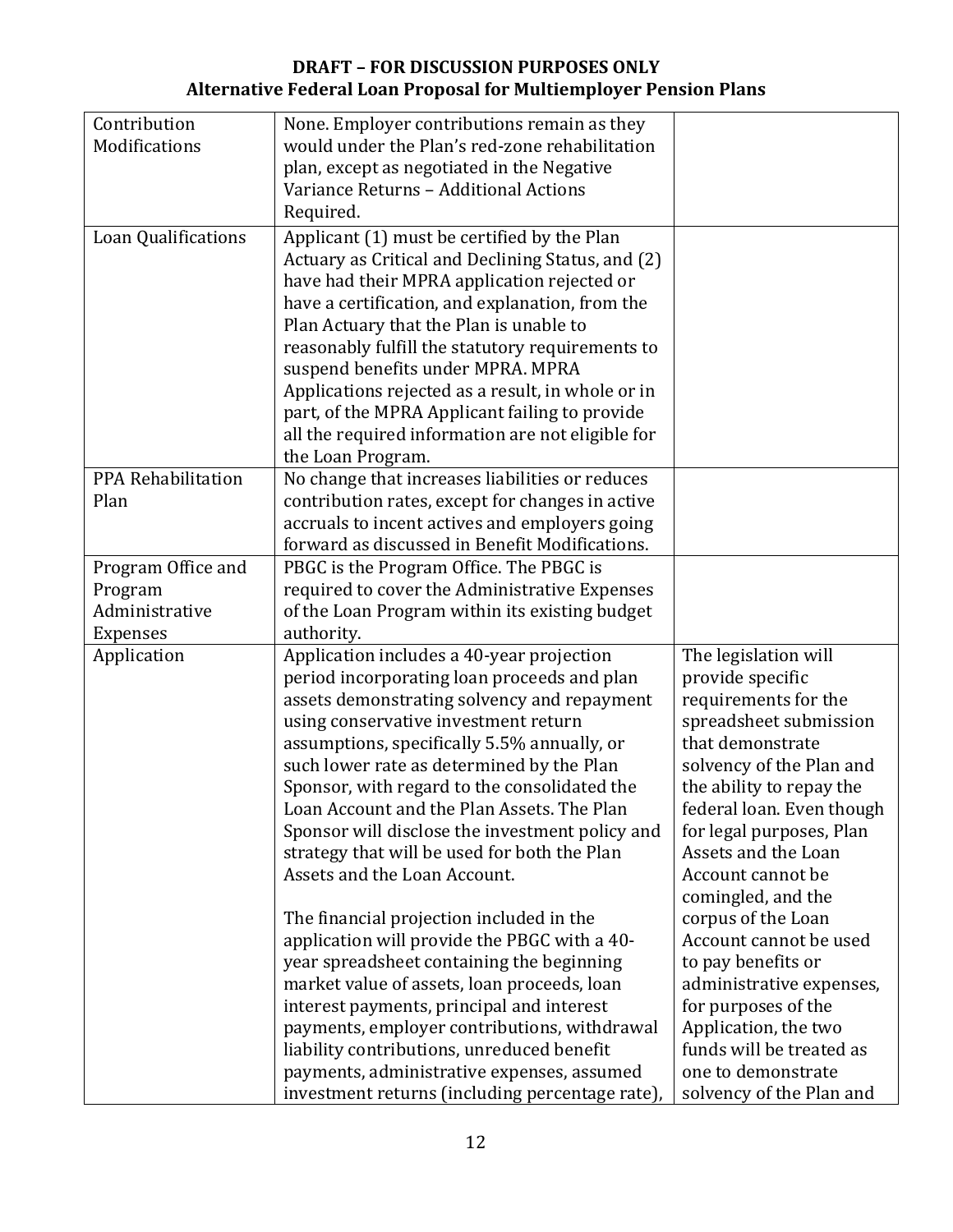**DRAFT – FOR DISCUSSION PURPOSES ONLY**
**Alternative Federal Loan Proposal for Multiemployer Pension Plans**

| | | |
|---|---|---|
| Contribution Modifications | None. Employer contributions remain as they would under the Plan's red-zone rehabilitation plan, except as negotiated in the Negative Variance Returns – Additional Actions Required. | |
| Loan Qualifications | Applicant (1) must be certified by the Plan Actuary as Critical and Declining Status, and (2) have had their MPRA application rejected or have a certification, and explanation, from the Plan Actuary that the Plan is unable to reasonably fulfill the statutory requirements to suspend benefits under MPRA. MPRA Applications rejected as a result, in whole or in part, of the MPRA Applicant failing to provide all the required information are not eligible for the Loan Program. | |
| PPA Rehabilitation Plan | No change that increases liabilities or reduces contribution rates, except for changes in active accruals to incent actives and employers going forward as discussed in Benefit Modifications. | |
| Program Office and Program Administrative Expenses | PBGC is the Program Office. The PBGC is required to cover the Administrative Expenses of the Loan Program within its existing budget authority. | |
| Application | Application includes a 40-year projection period incorporating loan proceeds and plan assets demonstrating solvency and repayment using conservative investment return assumptions, specifically 5.5% annually, or such lower rate as determined by the Plan Sponsor, with regard to the consolidated the Loan Account and the Plan Assets. The Plan Sponsor will disclose the investment policy and strategy that will be used for both the Plan Assets and the Loan Account.<br><br>The financial projection included in the application will provide the PBGC with a 40-year spreadsheet containing the beginning market value of assets, loan proceeds, loan interest payments, principal and interest payments, employer contributions, withdrawal liability contributions, unreduced benefit payments, administrative expenses, assumed investment returns (including percentage rate), | The legislation will provide specific requirements for the spreadsheet submission that demonstrate solvency of the Plan and the ability to repay the federal loan. Even though for legal purposes, Plan Assets and the Loan Account cannot be comingled, and the corpus of the Loan Account cannot be used to pay benefits or administrative expenses, for purposes of the Application, the two funds will be treated as one to demonstrate solvency of the Plan and |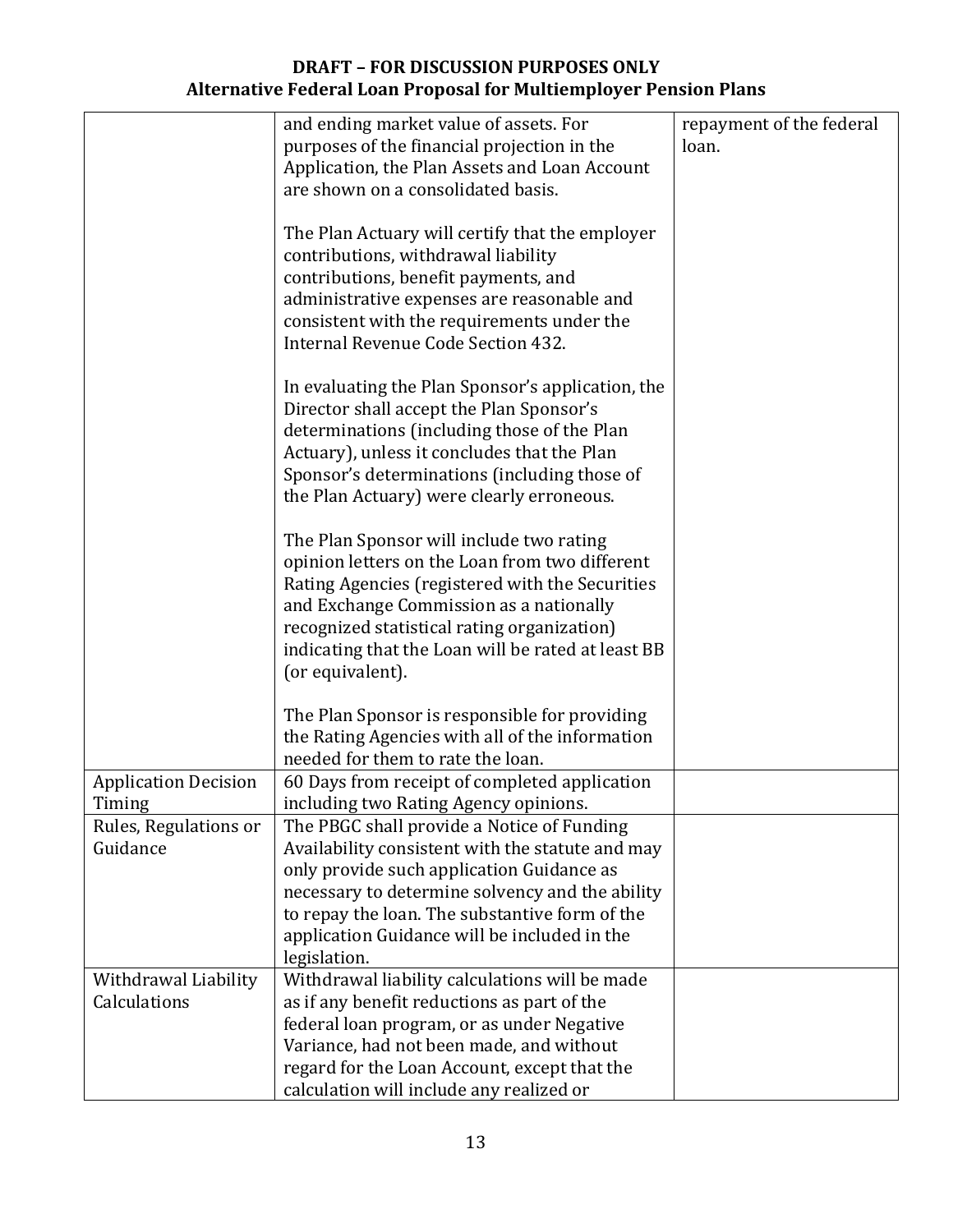| | | |
|---|---|---|
| | and ending market value of assets. For purposes of the financial projection in the Application, the Plan Assets and Loan Account are shown on a consolidated basis.<br><br>The Plan Actuary will certify that the employer contributions, withdrawal liability contributions, benefit payments, and administrative expenses are reasonable and consistent with the requirements under the Internal Revenue Code Section 432.<br><br>In evaluating the Plan Sponsor's application, the Director shall accept the Plan Sponsor's determinations (including those of the Plan Actuary), unless it concludes that the Plan Sponsor's determinations (including those of the Plan Actuary) were clearly erroneous.<br><br>The Plan Sponsor will include two rating opinion letters on the Loan from two different Rating Agencies (registered with the Securities and Exchange Commission as a nationally recognized statistical rating organization) indicating that the Loan will be rated at least BB (or equivalent).<br><br>The Plan Sponsor is responsible for providing the Rating Agencies with all of the information needed for them to rate the loan. | repayment of the federal loan. |
| Application Decision Timing | 60 Days from receipt of completed application including two Rating Agency opinions. | |
| Rules, Regulations or Guidance | The PBGC shall provide a Notice of Funding Availability consistent with the statute and may only provide such application Guidance as necessary to determine solvency and the ability to repay the loan. The substantive form of the application Guidance will be included in the legislation. | |
| Withdrawal Liability Calculations | Withdrawal liability calculations will be made as if any benefit reductions as part of the federal loan program, or as under Negative Variance, had not been made, and without regard for the Loan Account, except that the calculation will include any realized or | |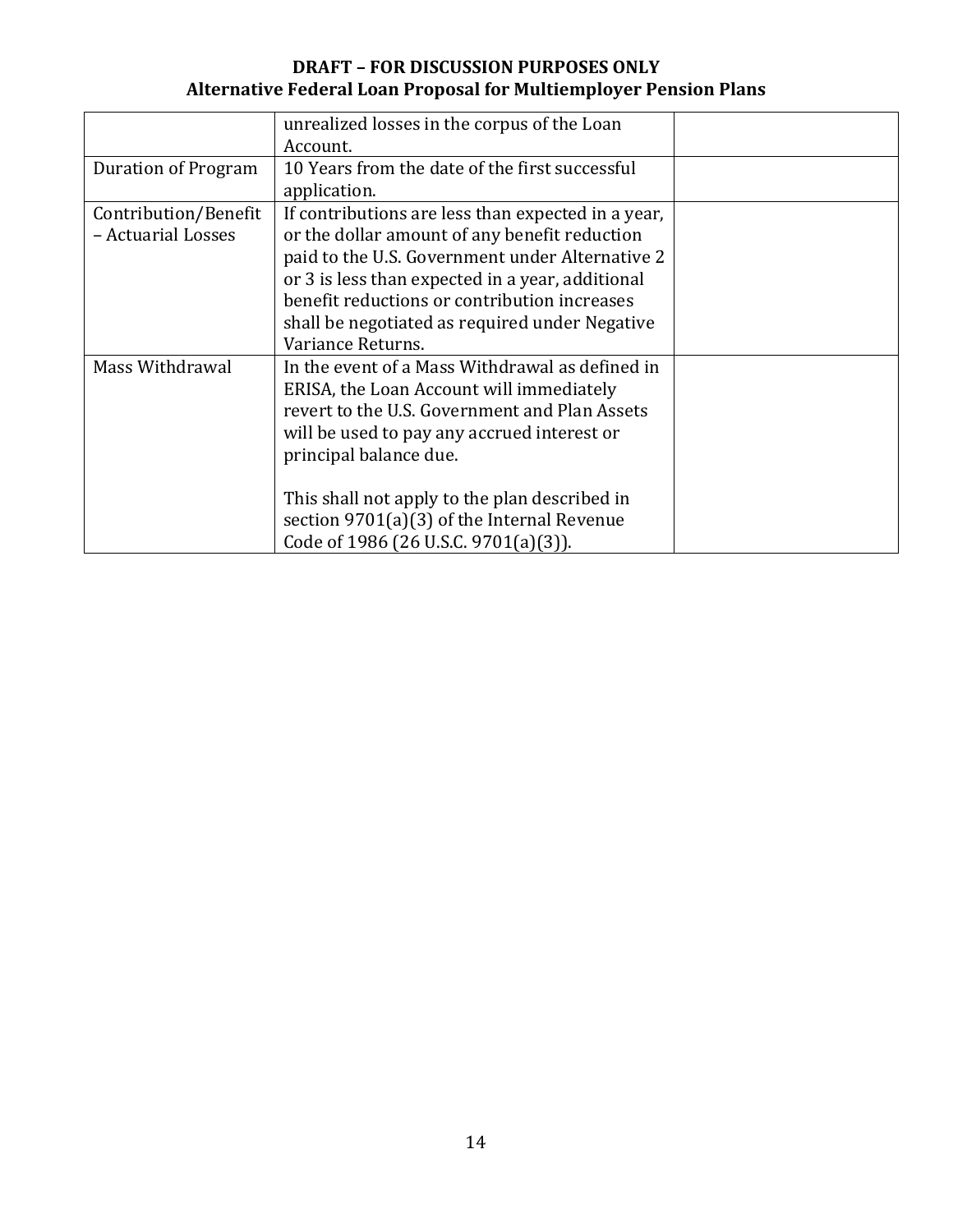| | | |
|---|---|---|
| | unrealized losses in the corpus of the Loan Account. | |
| Duration of Program | 10 Years from the date of the first successful application. | |
| Contribution/Benefit – Actuarial Losses | If contributions are less than expected in a year, or the dollar amount of any benefit reduction paid to the U.S. Government under Alternative 2 or 3 is less than expected in a year, additional benefit reductions or contribution increases shall be negotiated as required under Negative Variance Returns. | |
| Mass Withdrawal | In the event of a Mass Withdrawal as defined in ERISA, the Loan Account will immediately revert to the U.S. Government and Plan Assets will be used to pay any accrued interest or principal balance due.<br><br>This shall not apply to the plan described in section 9701(a)(3) of the Internal Revenue Code of 1986 (26 U.S.C. 9701(a)(3)). | |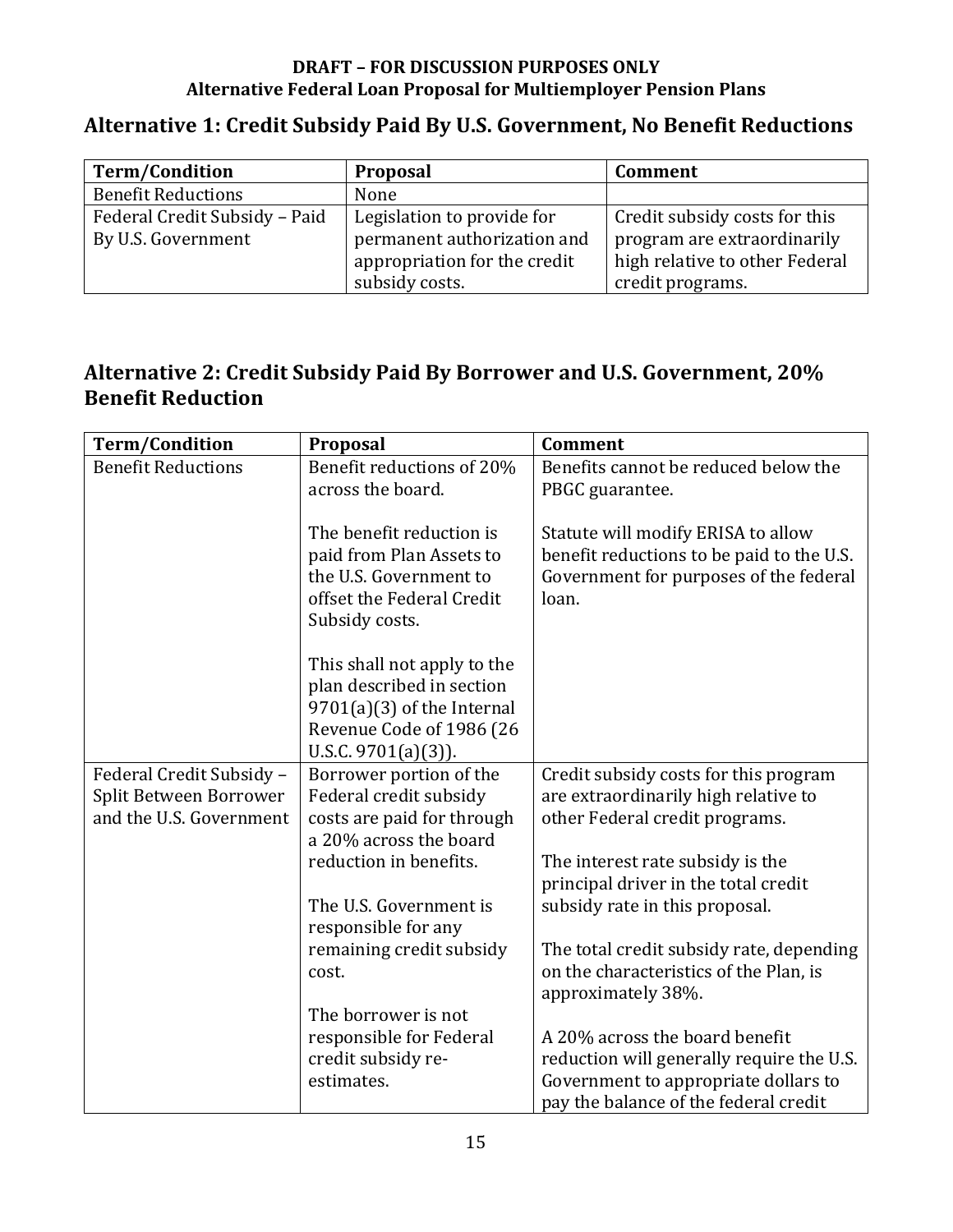**DRAFT – FOR DISCUSSION PURPOSES ONLY**
**Alternative Federal Loan Proposal for Multiemployer Pension Plans**

## Alternative 1: Credit Subsidy Paid By U.S. Government, No Benefit Reductions

| Term/Condition | Proposal | Comment |
|---|---|---|
| Benefit Reductions | None | |
| Federal Credit Subsidy – Paid By U.S. Government | Legislation to provide for permanent authorization and appropriation for the credit subsidy costs. | Credit subsidy costs for this program are extraordinarily high relative to other Federal credit programs. |

## Alternative 2: Credit Subsidy Paid By Borrower and U.S. Government, 20% Benefit Reduction

| Term/Condition | Proposal | Comment |
|---|---|---|
| Benefit Reductions | Benefit reductions of 20% across the board.<br><br>The benefit reduction is paid from Plan Assets to the U.S. Government to offset the Federal Credit Subsidy costs.<br><br>This shall not apply to the plan described in section 9701(a)(3) of the Internal Revenue Code of 1986 (26 U.S.C. 9701(a)(3)). | Benefits cannot be reduced below the PBGC guarantee.<br><br>Statute will modify ERISA to allow benefit reductions to be paid to the U.S. Government for purposes of the federal loan. |
| Federal Credit Subsidy – Split Between Borrower and the U.S. Government | Borrower portion of the Federal credit subsidy costs are paid for through a 20% across the board reduction in benefits.<br><br>The U.S. Government is responsible for any remaining credit subsidy cost.<br><br>The borrower is not responsible for Federal credit subsidy re-estimates. | Credit subsidy costs for this program are extraordinarily high relative to other Federal credit programs.<br><br>The interest rate subsidy is the principal driver in the total credit subsidy rate in this proposal.<br><br>The total credit subsidy rate, depending on the characteristics of the Plan, is approximately 38%.<br><br>A 20% across the board benefit reduction will generally require the U.S. Government to appropriate dollars to pay the balance of the federal credit |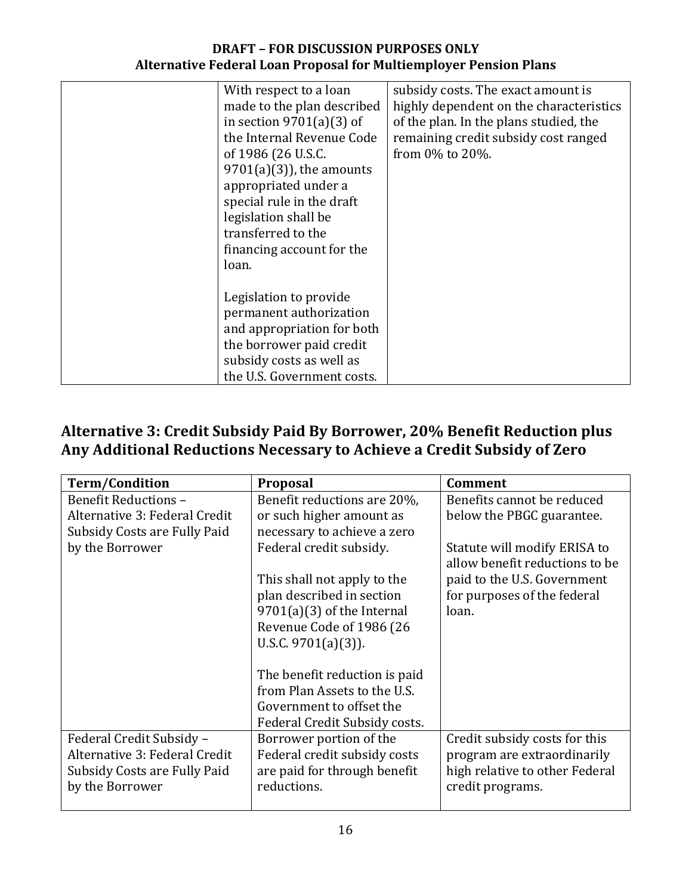| | | |
|---|---|---|
| | With respect to a loan made to the plan described in section 9701(a)(3) of the Internal Revenue Code of 1986 (26 U.S.C. 9701(a)(3)), the amounts appropriated under a special rule in the draft legislation shall be transferred to the financing account for the loan.<br><br>Legislation to provide permanent authorization and appropriation for both the borrower paid credit subsidy costs as well as the U.S. Government costs. | subsidy costs. The exact amount is highly dependent on the characteristics of the plan. In the plans studied, the remaining credit subsidy cost ranged from 0% to 20%. |

## Alternative 3: Credit Subsidy Paid By Borrower, 20% Benefit Reduction plus Any Additional Reductions Necessary to Achieve a Credit Subsidy of Zero

| Term/Condition | Proposal | Comment |
|---|---|---|
| Benefit Reductions – Alternative 3: Federal Credit Subsidy Costs are Fully Paid by the Borrower | Benefit reductions are 20%, or such higher amount as necessary to achieve a zero Federal credit subsidy.<br><br>This shall not apply to the plan described in section 9701(a)(3) of the Internal Revenue Code of 1986 (26 U.S.C. 9701(a)(3)).<br><br>The benefit reduction is paid from Plan Assets to the U.S. Government to offset the Federal Credit Subsidy costs. | Benefits cannot be reduced below the PBGC guarantee.<br><br>Statute will modify ERISA to allow benefit reductions to be paid to the U.S. Government for purposes of the federal loan. |
| Federal Credit Subsidy – Alternative 3: Federal Credit Subsidy Costs are Fully Paid by the Borrower | Borrower portion of the Federal credit subsidy costs are paid for through benefit reductions. | Credit subsidy costs for this program are extraordinarily high relative to other Federal credit programs. |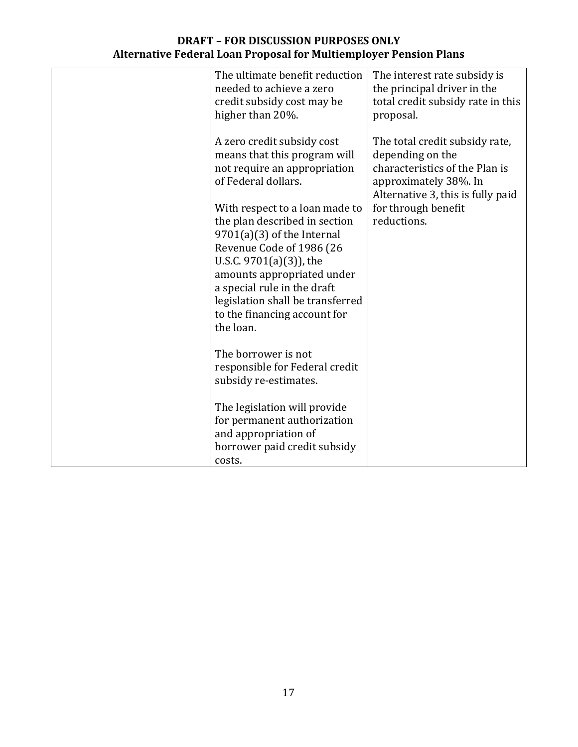| | | |
|---|---|---|
| | The ultimate benefit reduction needed to achieve a zero credit subsidy cost may be higher than 20%.<br><br>A zero credit subsidy cost means that this program will not require an appropriation of Federal dollars.<br><br>With respect to a loan made to the plan described in section 9701(a)(3) of the Internal Revenue Code of 1986 (26 U.S.C. 9701(a)(3)), the amounts appropriated under a special rule in the draft legislation shall be transferred to the financing account for the loan.<br><br>The borrower is not responsible for Federal credit subsidy re-estimates.<br><br>The legislation will provide for permanent authorization and appropriation of borrower paid credit subsidy costs. | The interest rate subsidy is the principal driver in the total credit subsidy rate in this proposal.<br><br>The total credit subsidy rate, depending on the characteristics of the Plan is approximately 38%. In Alternative 3, this is fully paid for through benefit reductions. |